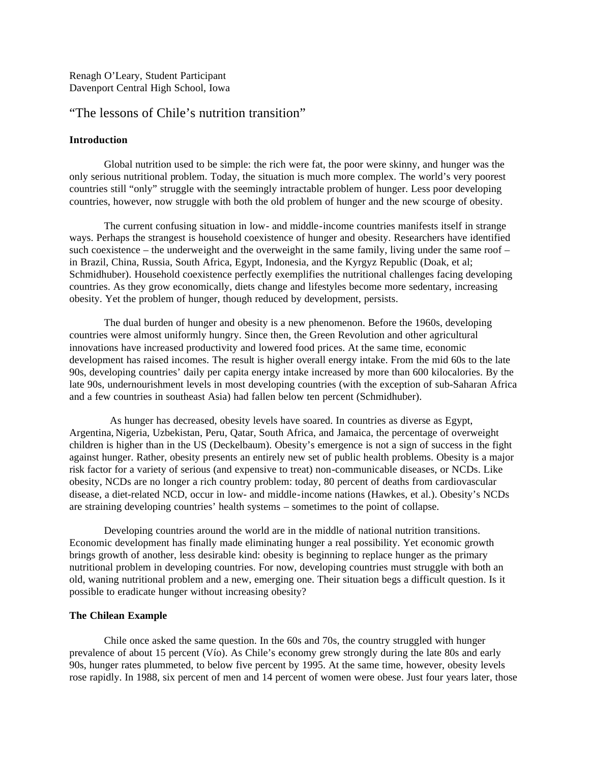Renagh O'Leary, Student Participant
Davenport Central High School, Iowa

# "The lessons of Chile's nutrition transition"

## Introduction

Global nutrition used to be simple: the rich were fat, the poor were skinny, and hunger was the only serious nutritional problem. Today, the situation is much more complex. The world's very poorest countries still "only" struggle with the seemingly intractable problem of hunger. Less poor developing countries, however, now struggle with both the old problem of hunger and the new scourge of obesity.

The current confusing situation in low- and middle-income countries manifests itself in strange ways. Perhaps the strangest is household coexistence of hunger and obesity. Researchers have identified such coexistence – the underweight and the overweight in the same family, living under the same roof – in Brazil, China, Russia, South Africa, Egypt, Indonesia, and the Kyrgyz Republic (Doak, et al; Schmidhuber). Household coexistence perfectly exemplifies the nutritional challenges facing developing countries. As they grow economically, diets change and lifestyles become more sedentary, increasing obesity. Yet the problem of hunger, though reduced by development, persists.

The dual burden of hunger and obesity is a new phenomenon. Before the 1960s, developing countries were almost uniformly hungry. Since then, the Green Revolution and other agricultural innovations have increased productivity and lowered food prices. At the same time, economic development has raised incomes. The result is higher overall energy intake. From the mid 60s to the late 90s, developing countries' daily per capita energy intake increased by more than 600 kilocalories. By the late 90s, undernourishment levels in most developing countries (with the exception of sub-Saharan Africa and a few countries in southeast Asia) had fallen below ten percent (Schmidhuber).

As hunger has decreased, obesity levels have soared. In countries as diverse as Egypt, Argentina, Nigeria, Uzbekistan, Peru, Qatar, South Africa, and Jamaica, the percentage of overweight children is higher than in the US (Deckelbaum). Obesity's emergence is not a sign of success in the fight against hunger. Rather, obesity presents an entirely new set of public health problems. Obesity is a major risk factor for a variety of serious (and expensive to treat) non-communicable diseases, or NCDs. Like obesity, NCDs are no longer a rich country problem: today, 80 percent of deaths from cardiovascular disease, a diet-related NCD, occur in low- and middle-income nations (Hawkes, et al.). Obesity's NCDs are straining developing countries' health systems – sometimes to the point of collapse.

Developing countries around the world are in the middle of national nutrition transitions. Economic development has finally made eliminating hunger a real possibility. Yet economic growth brings growth of another, less desirable kind: obesity is beginning to replace hunger as the primary nutritional problem in developing countries. For now, developing countries must struggle with both an old, waning nutritional problem and a new, emerging one. Their situation begs a difficult question. Is it possible to eradicate hunger without increasing obesity?

## The Chilean Example

Chile once asked the same question. In the 60s and 70s, the country struggled with hunger prevalence of about 15 percent (Vío). As Chile's economy grew strongly during the late 80s and early 90s, hunger rates plummeted, to below five percent by 1995. At the same time, however, obesity levels rose rapidly. In 1988, six percent of men and 14 percent of women were obese. Just four years later, those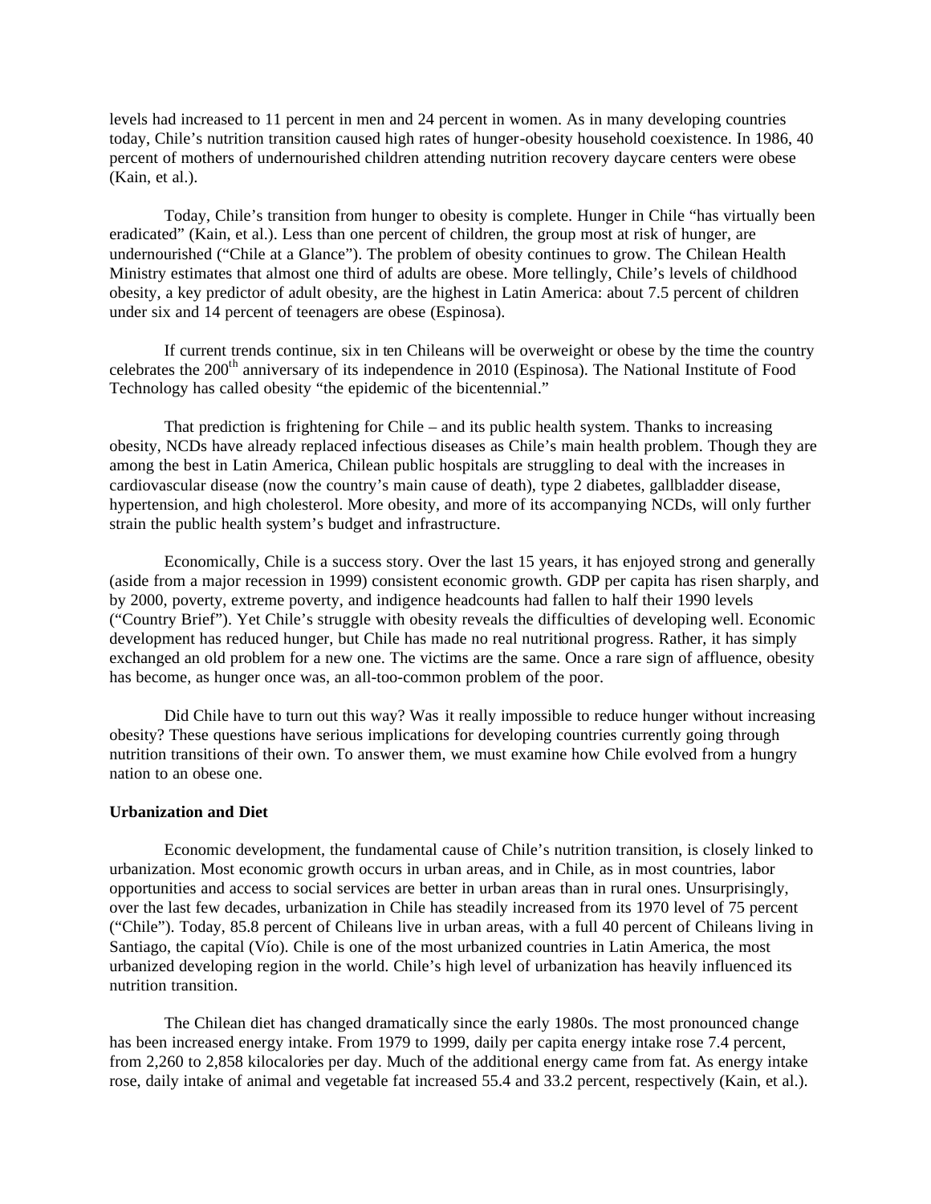levels had increased to 11 percent in men and 24 percent in women. As in many developing countries today, Chile's nutrition transition caused high rates of hunger-obesity household coexistence. In 1986, 40 percent of mothers of undernourished children attending nutrition recovery daycare centers were obese (Kain, et al.).

Today, Chile's transition from hunger to obesity is complete. Hunger in Chile "has virtually been eradicated" (Kain, et al.). Less than one percent of children, the group most at risk of hunger, are undernourished ("Chile at a Glance"). The problem of obesity continues to grow. The Chilean Health Ministry estimates that almost one third of adults are obese. More tellingly, Chile's levels of childhood obesity, a key predictor of adult obesity, are the highest in Latin America: about 7.5 percent of children under six and 14 percent of teenagers are obese (Espinosa).

If current trends continue, six in ten Chileans will be overweight or obese by the time the country celebrates the 200th anniversary of its independence in 2010 (Espinosa). The National Institute of Food Technology has called obesity "the epidemic of the bicentennial."

That prediction is frightening for Chile – and its public health system. Thanks to increasing obesity, NCDs have already replaced infectious diseases as Chile's main health problem. Though they are among the best in Latin America, Chilean public hospitals are struggling to deal with the increases in cardiovascular disease (now the country's main cause of death), type 2 diabetes, gallbladder disease, hypertension, and high cholesterol. More obesity, and more of its accompanying NCDs, will only further strain the public health system's budget and infrastructure.

Economically, Chile is a success story. Over the last 15 years, it has enjoyed strong and generally (aside from a major recession in 1999) consistent economic growth. GDP per capita has risen sharply, and by 2000, poverty, extreme poverty, and indigence headcounts had fallen to half their 1990 levels ("Country Brief"). Yet Chile's struggle with obesity reveals the difficulties of developing well. Economic development has reduced hunger, but Chile has made no real nutritional progress. Rather, it has simply exchanged an old problem for a new one. The victims are the same. Once a rare sign of affluence, obesity has become, as hunger once was, an all-too-common problem of the poor.

Did Chile have to turn out this way? Was it really impossible to reduce hunger without increasing obesity? These questions have serious implications for developing countries currently going through nutrition transitions of their own. To answer them, we must examine how Chile evolved from a hungry nation to an obese one.

**Urbanization and Diet**

Economic development, the fundamental cause of Chile's nutrition transition, is closely linked to urbanization. Most economic growth occurs in urban areas, and in Chile, as in most countries, labor opportunities and access to social services are better in urban areas than in rural ones. Unsurprisingly, over the last few decades, urbanization in Chile has steadily increased from its 1970 level of 75 percent ("Chile"). Today, 85.8 percent of Chileans live in urban areas, with a full 40 percent of Chileans living in Santiago, the capital (Vío). Chile is one of the most urbanized countries in Latin America, the most urbanized developing region in the world. Chile's high level of urbanization has heavily influenced its nutrition transition.

The Chilean diet has changed dramatically since the early 1980s. The most pronounced change has been increased energy intake. From 1979 to 1999, daily per capita energy intake rose 7.4 percent, from 2,260 to 2,858 kilocalories per day. Much of the additional energy came from fat. As energy intake rose, daily intake of animal and vegetable fat increased 55.4 and 33.2 percent, respectively (Kain, et al.).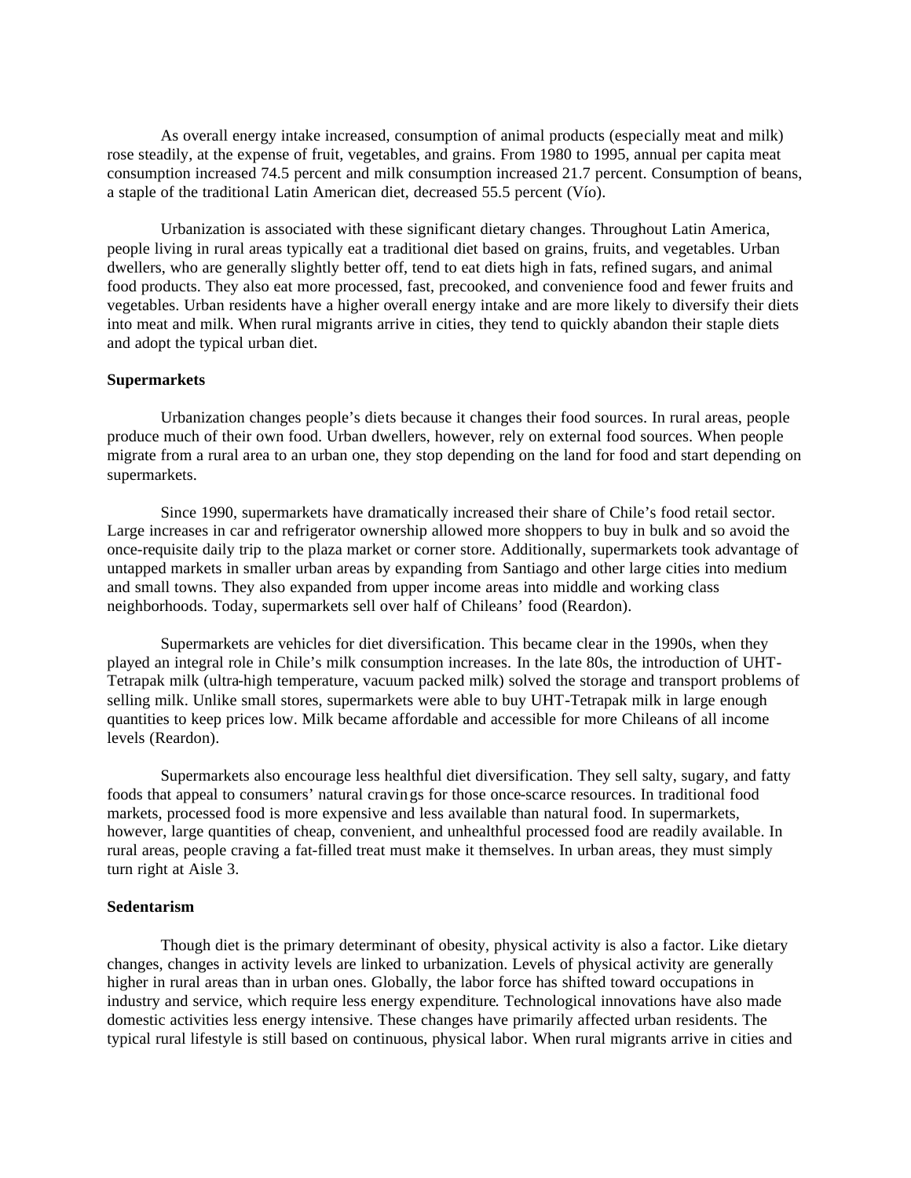As overall energy intake increased, consumption of animal products (especially meat and milk) rose steadily, at the expense of fruit, vegetables, and grains. From 1980 to 1995, annual per capita meat consumption increased 74.5 percent and milk consumption increased 21.7 percent. Consumption of beans, a staple of the traditional Latin American diet, decreased 55.5 percent (Vío).

Urbanization is associated with these significant dietary changes. Throughout Latin America, people living in rural areas typically eat a traditional diet based on grains, fruits, and vegetables. Urban dwellers, who are generally slightly better off, tend to eat diets high in fats, refined sugars, and animal food products. They also eat more processed, fast, precooked, and convenience food and fewer fruits and vegetables. Urban residents have a higher overall energy intake and are more likely to diversify their diets into meat and milk. When rural migrants arrive in cities, they tend to quickly abandon their staple diets and adopt the typical urban diet.

**Supermarkets**

Urbanization changes people's diets because it changes their food sources. In rural areas, people produce much of their own food. Urban dwellers, however, rely on external food sources. When people migrate from a rural area to an urban one, they stop depending on the land for food and start depending on supermarkets.

Since 1990, supermarkets have dramatically increased their share of Chile's food retail sector. Large increases in car and refrigerator ownership allowed more shoppers to buy in bulk and so avoid the once-requisite daily trip to the plaza market or corner store. Additionally, supermarkets took advantage of untapped markets in smaller urban areas by expanding from Santiago and other large cities into medium and small towns. They also expanded from upper income areas into middle and working class neighborhoods. Today, supermarkets sell over half of Chileans' food (Reardon).

Supermarkets are vehicles for diet diversification. This became clear in the 1990s, when they played an integral role in Chile's milk consumption increases. In the late 80s, the introduction of UHT-Tetrapak milk (ultra-high temperature, vacuum packed milk) solved the storage and transport problems of selling milk. Unlike small stores, supermarkets were able to buy UHT-Tetrapak milk in large enough quantities to keep prices low. Milk became affordable and accessible for more Chileans of all income levels (Reardon).

Supermarkets also encourage less healthful diet diversification. They sell salty, sugary, and fatty foods that appeal to consumers' natural cravings for those once-scarce resources. In traditional food markets, processed food is more expensive and less available than natural food. In supermarkets, however, large quantities of cheap, convenient, and unhealthful processed food are readily available. In rural areas, people craving a fat-filled treat must make it themselves. In urban areas, they must simply turn right at Aisle 3.

**Sedentarism**

Though diet is the primary determinant of obesity, physical activity is also a factor. Like dietary changes, changes in activity levels are linked to urbanization. Levels of physical activity are generally higher in rural areas than in urban ones. Globally, the labor force has shifted toward occupations in industry and service, which require less energy expenditure. Technological innovations have also made domestic activities less energy intensive. These changes have primarily affected urban residents. The typical rural lifestyle is still based on continuous, physical labor. When rural migrants arrive in cities and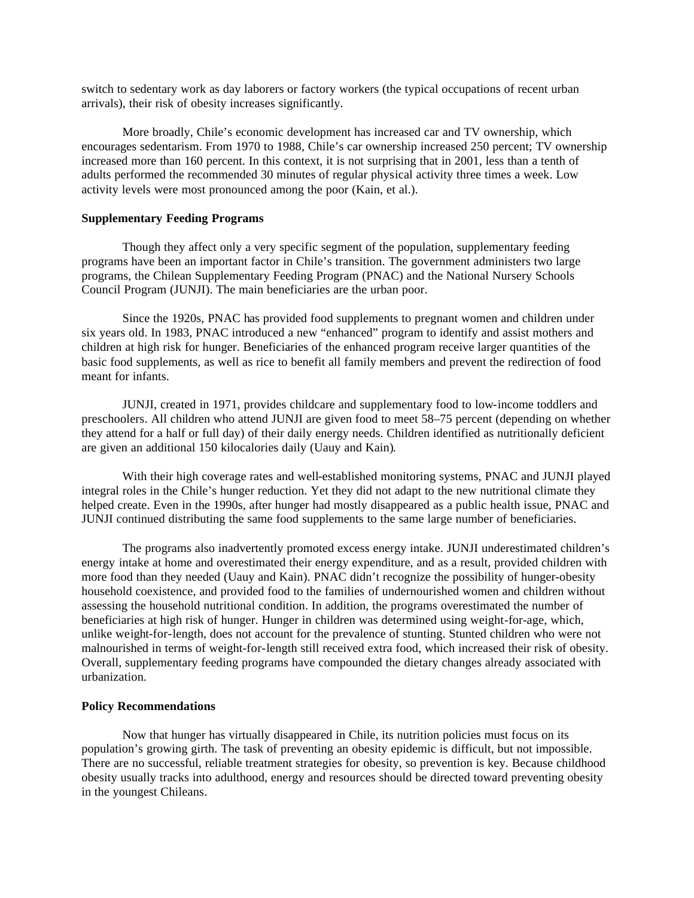switch to sedentary work as day laborers or factory workers (the typical occupations of recent urban arrivals), their risk of obesity increases significantly.

More broadly, Chile's economic development has increased car and TV ownership, which encourages sedentarism. From 1970 to 1988, Chile's car ownership increased 250 percent; TV ownership increased more than 160 percent. In this context, it is not surprising that in 2001, less than a tenth of adults performed the recommended 30 minutes of regular physical activity three times a week. Low activity levels were most pronounced among the poor (Kain, et al.).

**Supplementary Feeding Programs**

Though they affect only a very specific segment of the population, supplementary feeding programs have been an important factor in Chile's transition. The government administers two large programs, the Chilean Supplementary Feeding Program (PNAC) and the National Nursery Schools Council Program (JUNJI). The main beneficiaries are the urban poor.

Since the 1920s, PNAC has provided food supplements to pregnant women and children under six years old. In 1983, PNAC introduced a new "enhanced" program to identify and assist mothers and children at high risk for hunger. Beneficiaries of the enhanced program receive larger quantities of the basic food supplements, as well as rice to benefit all family members and prevent the redirection of food meant for infants.

JUNJI, created in 1971, provides childcare and supplementary food to low-income toddlers and preschoolers. All children who attend JUNJI are given food to meet 58–75 percent (depending on whether they attend for a half or full day) of their daily energy needs. Children identified as nutritionally deficient are given an additional 150 kilocalories daily (Uauy and Kain).

With their high coverage rates and well-established monitoring systems, PNAC and JUNJI played integral roles in the Chile's hunger reduction. Yet they did not adapt to the new nutritional climate they helped create. Even in the 1990s, after hunger had mostly disappeared as a public health issue, PNAC and JUNJI continued distributing the same food supplements to the same large number of beneficiaries.

The programs also inadvertently promoted excess energy intake. JUNJI underestimated children's energy intake at home and overestimated their energy expenditure, and as a result, provided children with more food than they needed (Uauy and Kain). PNAC didn't recognize the possibility of hunger-obesity household coexistence, and provided food to the families of undernourished women and children without assessing the household nutritional condition. In addition, the programs overestimated the number of beneficiaries at high risk of hunger. Hunger in children was determined using weight-for-age, which, unlike weight-for-length, does not account for the prevalence of stunting. Stunted children who were not malnourished in terms of weight-for-length still received extra food, which increased their risk of obesity. Overall, supplementary feeding programs have compounded the dietary changes already associated with urbanization.

**Policy Recommendations**

Now that hunger has virtually disappeared in Chile, its nutrition policies must focus on its population's growing girth. The task of preventing an obesity epidemic is difficult, but not impossible. There are no successful, reliable treatment strategies for obesity, so prevention is key. Because childhood obesity usually tracks into adulthood, energy and resources should be directed toward preventing obesity in the youngest Chileans.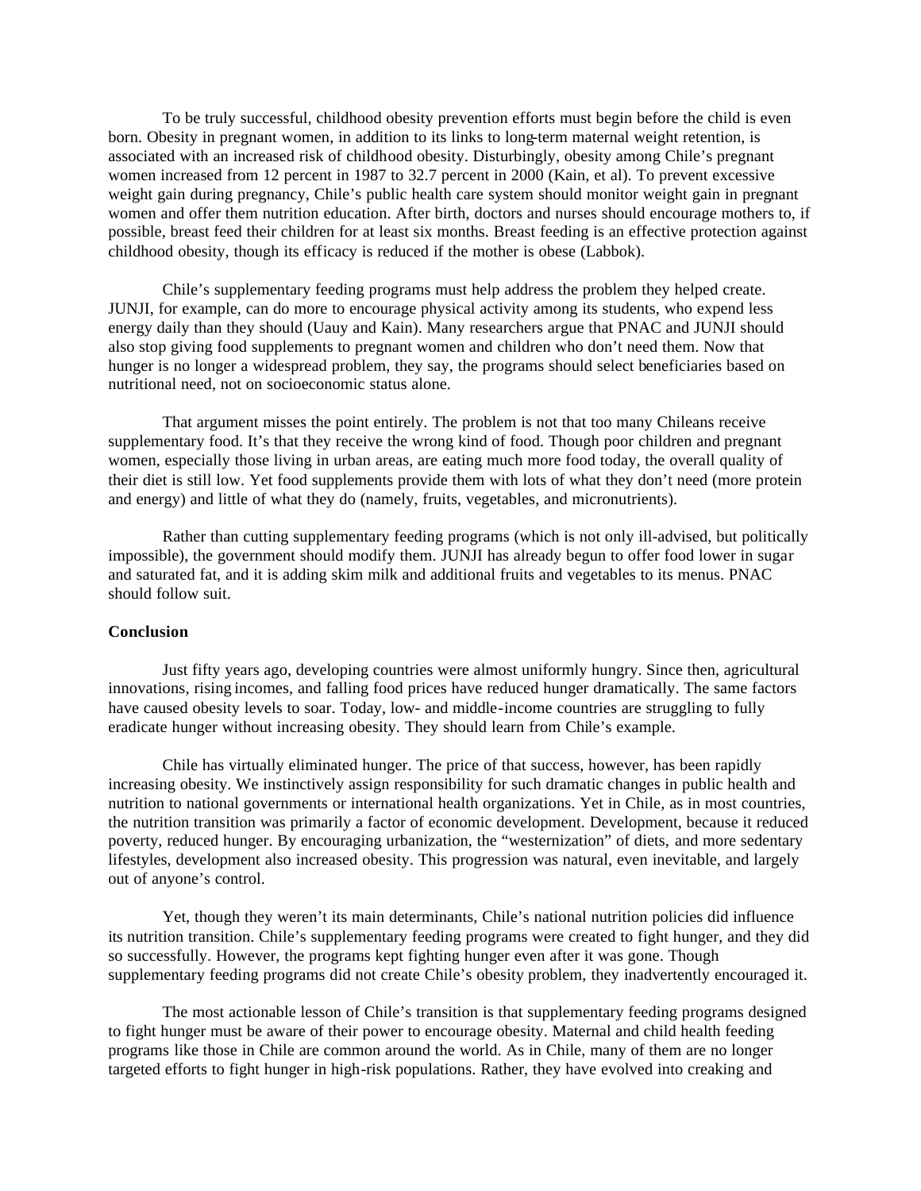To be truly successful, childhood obesity prevention efforts must begin before the child is even born. Obesity in pregnant women, in addition to its links to long-term maternal weight retention, is associated with an increased risk of childhood obesity. Disturbingly, obesity among Chile's pregnant women increased from 12 percent in 1987 to 32.7 percent in 2000 (Kain, et al). To prevent excessive weight gain during pregnancy, Chile's public health care system should monitor weight gain in pregnant women and offer them nutrition education. After birth, doctors and nurses should encourage mothers to, if possible, breast feed their children for at least six months. Breast feeding is an effective protection against childhood obesity, though its efficacy is reduced if the mother is obese (Labbok).

Chile's supplementary feeding programs must help address the problem they helped create. JUNJI, for example, can do more to encourage physical activity among its students, who expend less energy daily than they should (Uauy and Kain). Many researchers argue that PNAC and JUNJI should also stop giving food supplements to pregnant women and children who don't need them. Now that hunger is no longer a widespread problem, they say, the programs should select beneficiaries based on nutritional need, not on socioeconomic status alone.

That argument misses the point entirely. The problem is not that too many Chileans receive supplementary food. It's that they receive the wrong kind of food. Though poor children and pregnant women, especially those living in urban areas, are eating much more food today, the overall quality of their diet is still low. Yet food supplements provide them with lots of what they don't need (more protein and energy) and little of what they do (namely, fruits, vegetables, and micronutrients).

Rather than cutting supplementary feeding programs (which is not only ill-advised, but politically impossible), the government should modify them. JUNJI has already begun to offer food lower in sugar and saturated fat, and it is adding skim milk and additional fruits and vegetables to its menus. PNAC should follow suit.

**Conclusion**

Just fifty years ago, developing countries were almost uniformly hungry. Since then, agricultural innovations, rising incomes, and falling food prices have reduced hunger dramatically. The same factors have caused obesity levels to soar. Today, low- and middle-income countries are struggling to fully eradicate hunger without increasing obesity. They should learn from Chile's example.

Chile has virtually eliminated hunger. The price of that success, however, has been rapidly increasing obesity. We instinctively assign responsibility for such dramatic changes in public health and nutrition to national governments or international health organizations. Yet in Chile, as in most countries, the nutrition transition was primarily a factor of economic development. Development, because it reduced poverty, reduced hunger. By encouraging urbanization, the "westernization" of diets, and more sedentary lifestyles, development also increased obesity. This progression was natural, even inevitable, and largely out of anyone's control.

Yet, though they weren't its main determinants, Chile's national nutrition policies did influence its nutrition transition. Chile's supplementary feeding programs were created to fight hunger, and they did so successfully. However, the programs kept fighting hunger even after it was gone. Though supplementary feeding programs did not create Chile's obesity problem, they inadvertently encouraged it.

The most actionable lesson of Chile's transition is that supplementary feeding programs designed to fight hunger must be aware of their power to encourage obesity. Maternal and child health feeding programs like those in Chile are common around the world. As in Chile, many of them are no longer targeted efforts to fight hunger in high-risk populations. Rather, they have evolved into creaking and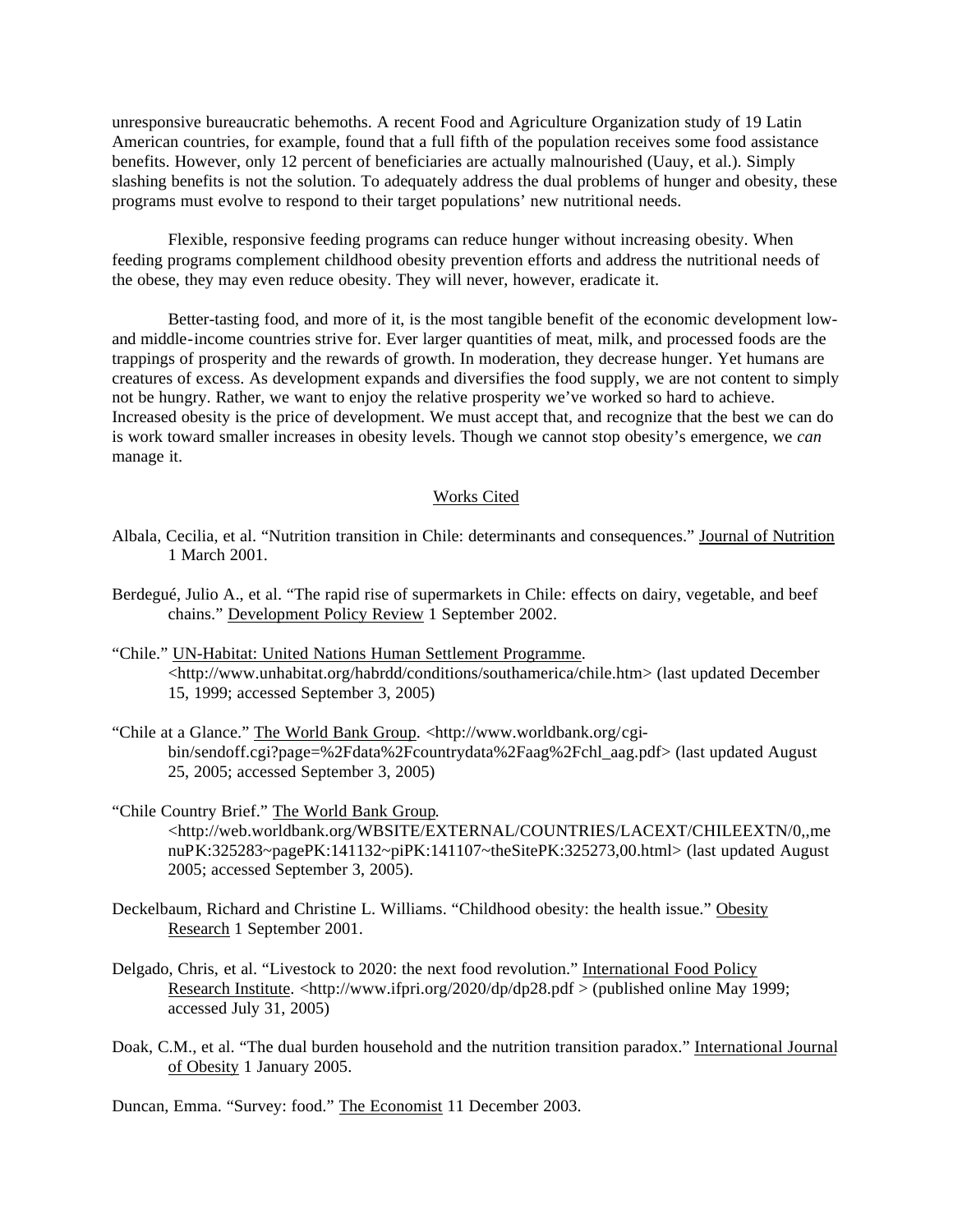unresponsive bureaucratic behemoths. A recent Food and Agriculture Organization study of 19 Latin American countries, for example, found that a full fifth of the population receives some food assistance benefits. However, only 12 percent of beneficiaries are actually malnourished (Uauy, et al.). Simply slashing benefits is not the solution. To adequately address the dual problems of hunger and obesity, these programs must evolve to respond to their target populations' new nutritional needs.

Flexible, responsive feeding programs can reduce hunger without increasing obesity. When feeding programs complement childhood obesity prevention efforts and address the nutritional needs of the obese, they may even reduce obesity. They will never, however, eradicate it.

Better-tasting food, and more of it, is the most tangible benefit of the economic development low- and middle-income countries strive for. Ever larger quantities of meat, milk, and processed foods are the trappings of prosperity and the rewards of growth. In moderation, they decrease hunger. Yet humans are creatures of excess. As development expands and diversifies the food supply, we are not content to simply not be hungry. Rather, we want to enjoy the relative prosperity we've worked so hard to achieve. Increased obesity is the price of development. We must accept that, and recognize that the best we can do is work toward smaller increases in obesity levels. Though we cannot stop obesity's emergence, we *can* manage it.

## Works Cited

Albala, Cecilia, et al. "Nutrition transition in Chile: determinants and consequences." Journal of Nutrition 1 March 2001.

Berdegué, Julio A., et al. "The rapid rise of supermarkets in Chile: effects on dairy, vegetable, and beef chains." Development Policy Review 1 September 2002.

"Chile." UN-Habitat: United Nations Human Settlement Programme. <http://www.unhabitat.org/habrdd/conditions/southamerica/chile.htm> (last updated December 15, 1999; accessed September 3, 2005)

"Chile at a Glance." The World Bank Group. <http://www.worldbank.org/cgi-bin/sendoff.cgi?page=%2Fdata%2Fcountrydata%2Faag%2Fchl_aag.pdf> (last updated August 25, 2005; accessed September 3, 2005)

"Chile Country Brief." The World Bank Group. <http://web.worldbank.org/WBSITE/EXTERNAL/COUNTRIES/LACEXT/CHILEEXTN/0,,menuPK:325283~pagePK:141132~piPK:141107~theSitePK:325273,00.html> (last updated August 2005; accessed September 3, 2005).

Deckelbaum, Richard and Christine L. Williams. "Childhood obesity: the health issue." Obesity Research 1 September 2001.

Delgado, Chris, et al. "Livestock to 2020: the next food revolution." International Food Policy Research Institute. <http://www.ifpri.org/2020/dp/dp28.pdf > (published online May 1999; accessed July 31, 2005)

Doak, C.M., et al. "The dual burden household and the nutrition transition paradox." International Journal of Obesity 1 January 2005.

Duncan, Emma. "Survey: food." The Economist 11 December 2003.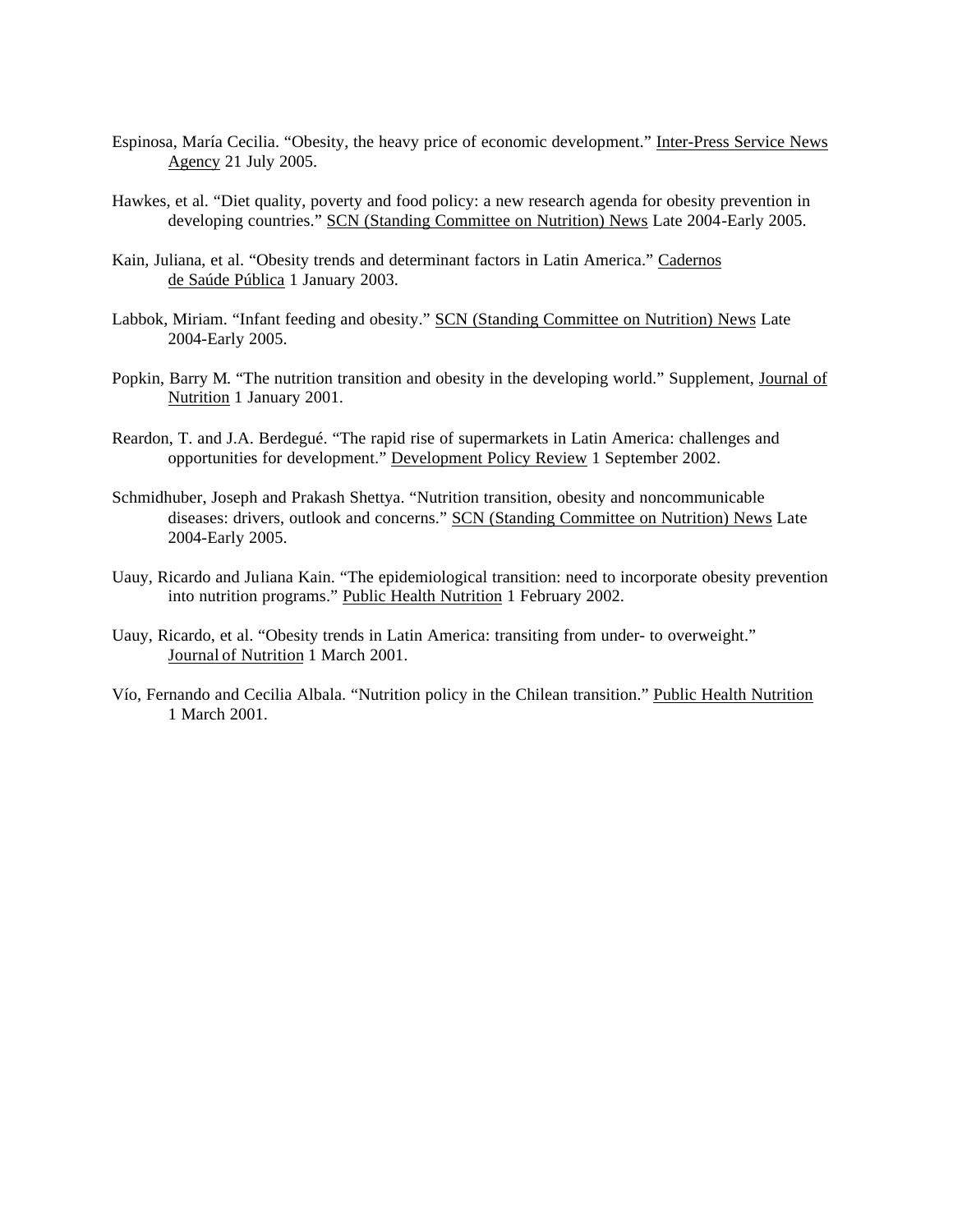Espinosa, María Cecilia. "Obesity, the heavy price of economic development." Inter-Press Service News Agency 21 July 2005.

Hawkes, et al. "Diet quality, poverty and food policy: a new research agenda for obesity prevention in developing countries." SCN (Standing Committee on Nutrition) News Late 2004-Early 2005.

Kain, Juliana, et al. "Obesity trends and determinant factors in Latin America." Cadernos de Saúde Pública 1 January 2003.

Labbok, Miriam. "Infant feeding and obesity." SCN (Standing Committee on Nutrition) News Late 2004-Early 2005.

Popkin, Barry M. "The nutrition transition and obesity in the developing world." Supplement, Journal of Nutrition 1 January 2001.

Reardon, T. and J.A. Berdegué. "The rapid rise of supermarkets in Latin America: challenges and opportunities for development." Development Policy Review 1 September 2002.

Schmidhuber, Joseph and Prakash Shettya. "Nutrition transition, obesity and noncommunicable diseases: drivers, outlook and concerns." SCN (Standing Committee on Nutrition) News Late 2004-Early 2005.

Uauy, Ricardo and Juliana Kain. "The epidemiological transition: need to incorporate obesity prevention into nutrition programs." Public Health Nutrition 1 February 2002.

Uauy, Ricardo, et al. "Obesity trends in Latin America: transiting from under- to overweight." Journal of Nutrition 1 March 2001.

Vío, Fernando and Cecilia Albala. "Nutrition policy in the Chilean transition." Public Health Nutrition 1 March 2001.